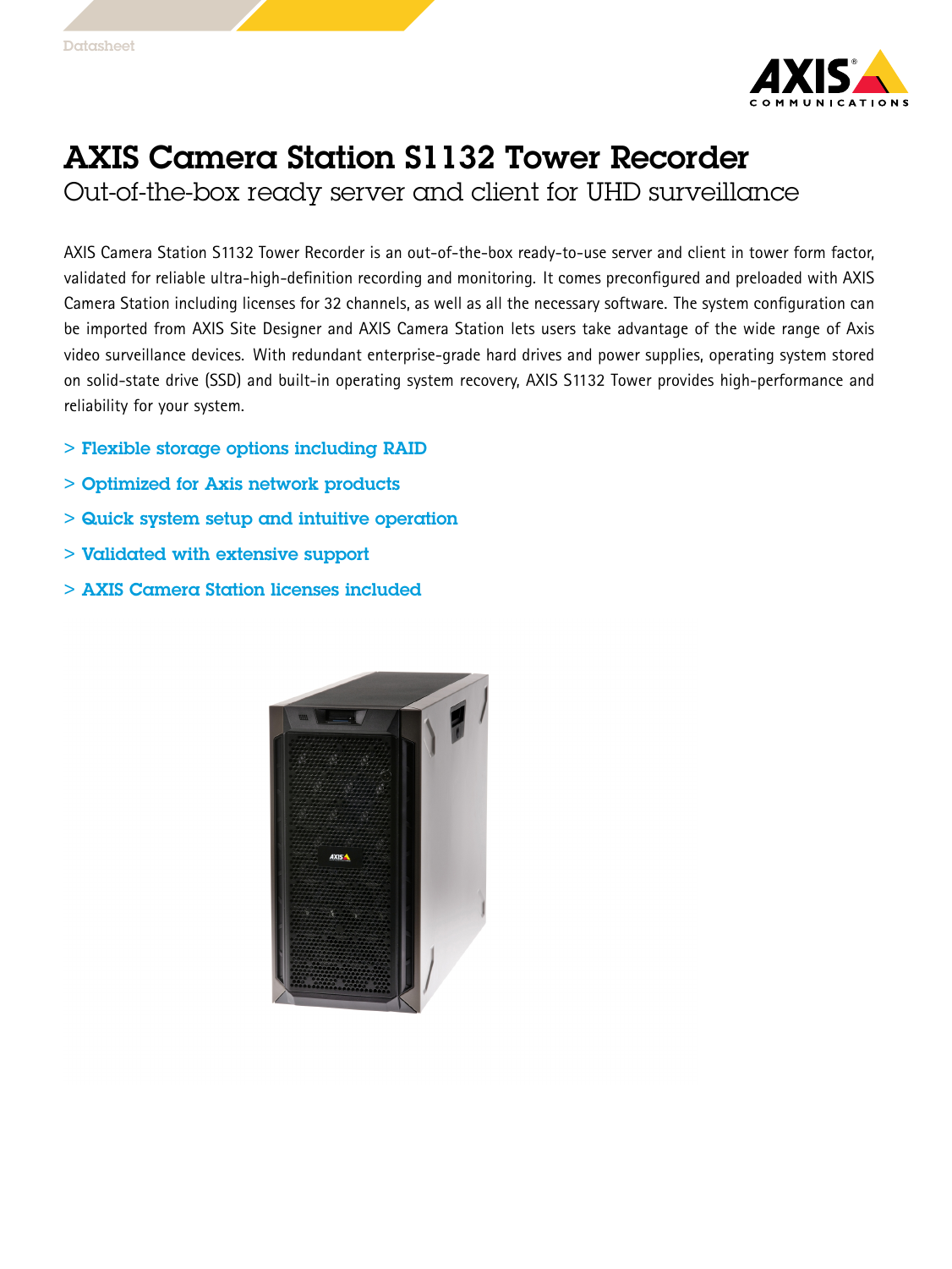Datasheet

# AXIS Camera Station S1132 Tower Recorder

## Out-of-the-box ready server and client for UHD surveillance

AXIS Camera Station S1132 Tower Recorder is an out-of-the-box ready-to-use server and client in tower form factor, validated for reliable ultra-high-definition recording and monitoring. It comes preconfigured and preloaded with AXIS Camera Station including licenses for 32 channels, as well as all the necessary software. The system configuration can be imported from AXIS Site Designer and AXIS Camera Station lets users take advantage of the wide range of Axis video surveillance devices. With redundant enterprise-grade hard drives and power supplies, operating system stored on solid-state drive (SSD) and built-in operating system recovery, AXIS S1132 Tower provides high-performance and reliability for your system.

> **Flexible storage options including RAID**

> **Optimized for Axis network products**

> **Quick system setup and intuitive operation**

> **Validated with extensive support**

> **AXIS Camera Station licenses included**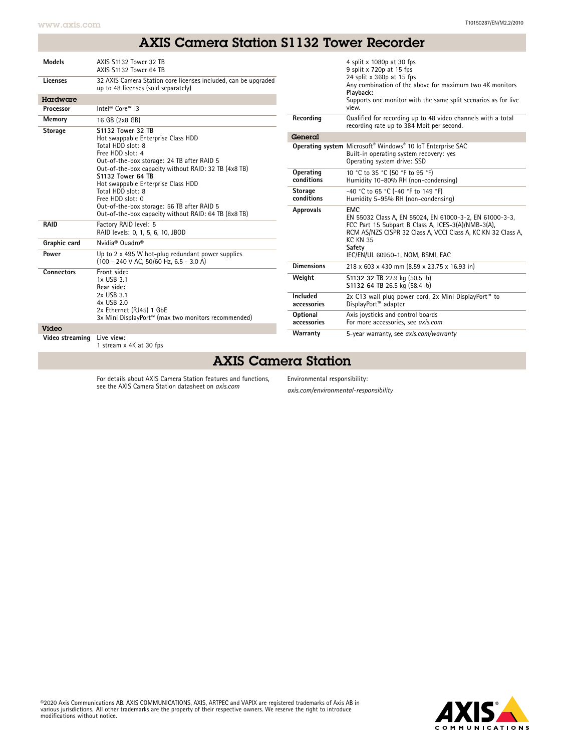# AXIS Camera Station S1132 Tower Recorder

| | |
|---|---|
| **Models** | AXIS S1132 Tower 32 TB<br>AXIS S1132 Tower 64 TB |
| **Licenses** | 32 AXIS Camera Station core licenses included, can be upgraded up to 48 licenses (sold separately) |

## Hardware

| | |
|---|---|
| **Processor** | Intel® Core™ i3 |
| **Memory** | 16 GB (2x8 GB) |
| **Storage** | **S1132 Tower 32 TB**<br>Hot swappable Enterprise Class HDD<br>Total HDD slot: 8<br>Free HDD slot: 4<br>Out-of-the-box storage: 24 TB after RAID 5<br>Out-of-the-box capacity without RAID: 32 TB (4x8 TB)<br>**S1132 Tower 64 TB**<br>Hot swappable Enterprise Class HDD<br>Total HDD slot: 8<br>Free HDD slot: 0<br>Out-of-the-box storage: 56 TB after RAID 5<br>Out-of-the-box capacity without RAID: 64 TB (8x8 TB) |
| **RAID** | Factory RAID level: 5<br>RAID levels: 0, 1, 5, 6, 10, JBOD |
| **Graphic card** | Nvidia® Quadro® |
| **Power** | Up to 2 x 495 W hot-plug redundant power supplies (100 - 240 V AC, 50/60 Hz, 6.5 - 3.0 A) |
| **Connectors** | **Front side:**<br>1x USB 3.1<br>**Rear side:**<br>2x USB 3.1<br>4x USB 2.0<br>2x Ethernet (RJ45) 1 GbE<br>3x Mini DisplayPort™ (max two monitors recommended) |

## Video

| | |
|---|---|
| **Video streaming** | **Live view:**<br>1 stream x 4K at 30 fps<br>4 split x 1080p at 30 fps<br>9 split x 720p at 15 fps<br>24 split x 360p at 15 fps<br>Any combination of the above for maximum two 4K monitors<br>**Playback:**<br>Supports one monitor with the same split scenarios as for live view. |
| **Recording** | Qualified for recording up to 48 video channels with a total recording rate up to 384 Mbit per second. |

## General

| | |
|---|---|
| **Operating system** | Microsoft® Windows® 10 IoT Enterprise SAC<br>Built-in operating system recovery: yes<br>Operating system drive: SSD |
| **Operating conditions** | 10 °C to 35 °C (50 °F to 95 °F)<br>Humidity 10–80% RH (non-condensing) |
| **Storage conditions** | -40 °C to 65 °C (-40 °F to 149 °F)<br>Humidity 5–95% RH (non-condensing) |
| **Approvals** | **EMC**<br>EN 55032 Class A, EN 55024, EN 61000-3-2, EN 61000-3-3, FCC Part 15 Subpart B Class A, ICES-3(A)/NMB-3(A), RCM AS/NZS CISPR 32 Class A, VCCI Class A, KC KN 32 Class A, KC KN 35<br>**Safety**<br>IEC/EN/UL 60950-1, NOM, BSMI, EAC |
| **Dimensions** | 218 x 603 x 430 mm (8.59 x 23.75 x 16.93 in) |
| **Weight** | **S1132 32 TB** 22.9 kg (50.5 lb)<br>**S1132 64 TB** 26.5 kg (58.4 lb) |
| **Included accessories** | 2x C13 wall plug power cord, 2x Mini DisplayPort™ to DisplayPort™ adapter |
| **Optional accessories** | Axis joysticks and control boards<br>For more accessories, see *axis.com* |
| **Warranty** | 5-year warranty, see *axis.com/warranty* |

# AXIS Camera Station

For details about AXIS Camera Station features and functions, see the AXIS Camera Station datasheet on *axis.com*

Environmental responsibility:

*axis.com/environmental-responsibility*

©2020 Axis Communications AB. AXIS COMMUNICATIONS, AXIS, ARTPEC and VAPIX are registered trademarks of Axis AB in various jurisdictions. All other trademarks are the property of their respective owners. We reserve the right to introduce modifications without notice.